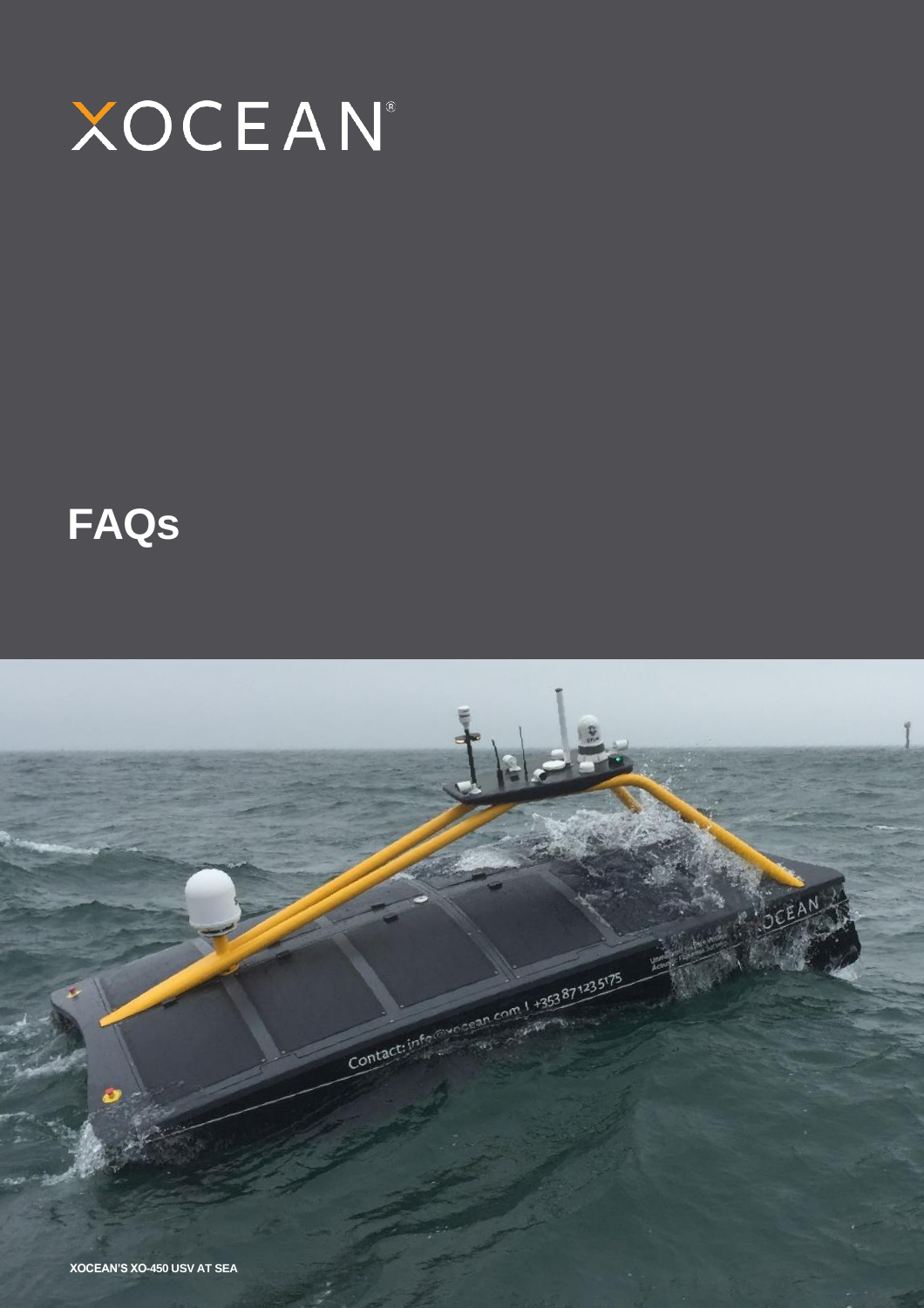XOCEAN®

# FAQs

XOCEAN'S XO-450 USV AT SEA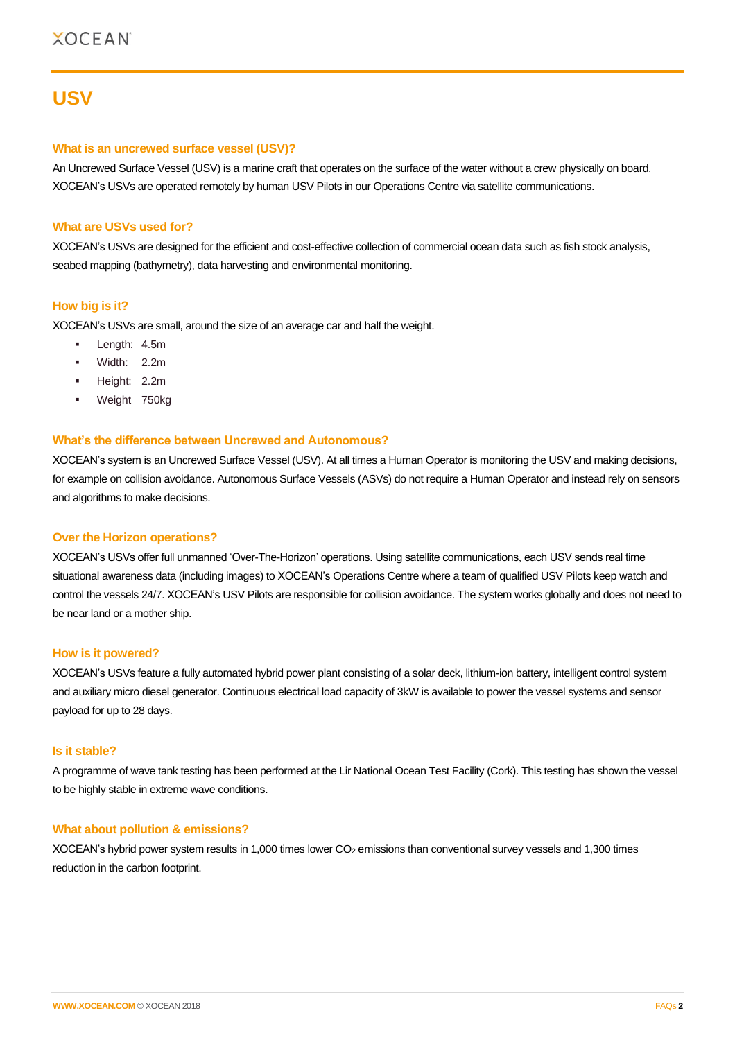# USV

### What is an uncrewed surface vessel (USV)?

An Uncrewed Surface Vessel (USV) is a marine craft that operates on the surface of the water without a crew physically on board. XOCEAN's USVs are operated remotely by human USV Pilots in our Operations Centre via satellite communications.

### What are USVs used for?

XOCEAN's USVs are designed for the efficient and cost-effective collection of commercial ocean data such as fish stock analysis, seabed mapping (bathymetry), data harvesting and environmental monitoring.

### How big is it?

XOCEAN's USVs are small, around the size of an average car and half the weight.

- Length: 4.5m
- Width: 2.2m
- Height: 2.2m
- Weight 750kg

### What's the difference between Uncrewed and Autonomous?

XOCEAN's system is an Uncrewed Surface Vessel (USV). At all times a Human Operator is monitoring the USV and making decisions, for example on collision avoidance. Autonomous Surface Vessels (ASVs) do not require a Human Operator and instead rely on sensors and algorithms to make decisions.

### Over the Horizon operations?

XOCEAN's USVs offer full unmanned 'Over-The-Horizon' operations. Using satellite communications, each USV sends real time situational awareness data (including images) to XOCEAN's Operations Centre where a team of qualified USV Pilots keep watch and control the vessels 24/7. XOCEAN's USV Pilots are responsible for collision avoidance. The system works globally and does not need to be near land or a mother ship.

### How is it powered?

XOCEAN's USVs feature a fully automated hybrid power plant consisting of a solar deck, lithium-ion battery, intelligent control system and auxiliary micro diesel generator. Continuous electrical load capacity of 3kW is available to power the vessel systems and sensor payload for up to 28 days.

### Is it stable?

A programme of wave tank testing has been performed at the Lir National Ocean Test Facility (Cork). This testing has shown the vessel to be highly stable in extreme wave conditions.

### What about pollution & emissions?

XOCEAN's hybrid power system results in 1,000 times lower $CO_2$ emissions than conventional survey vessels and 1,300 times reduction in the carbon footprint.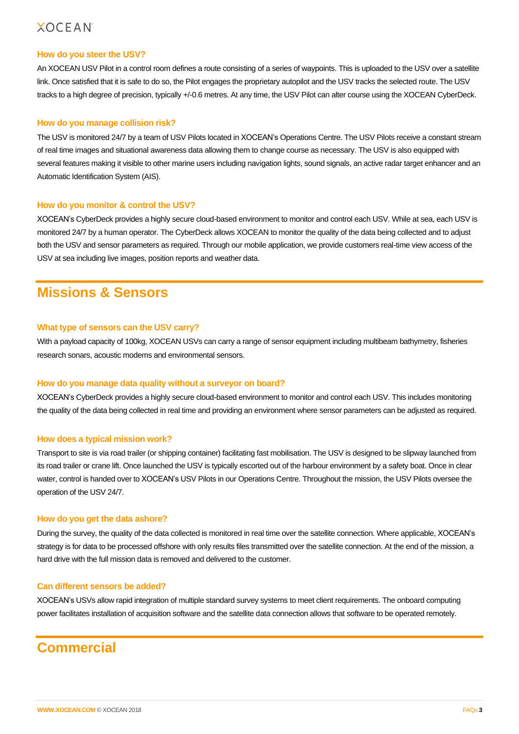### How do you steer the USV?

An XOCEAN USV Pilot in a control room defines a route consisting of a series of waypoints. This is uploaded to the USV over a satellite link. Once satisfied that it is safe to do so, the Pilot engages the proprietary autopilot and the USV tracks the selected route. The USV tracks to a high degree of precision, typically +/-0.6 metres. At any time, the USV Pilot can alter course using the XOCEAN CyberDeck.

### How do you manage collision risk?

The USV is monitored 24/7 by a team of USV Pilots located in XOCEAN's Operations Centre. The USV Pilots receive a constant stream of real time images and situational awareness data allowing them to change course as necessary. The USV is also equipped with several features making it visible to other marine users including navigation lights, sound signals, an active radar target enhancer and an Automatic Identification System (AIS).

### How do you monitor & control the USV?

XOCEAN's CyberDeck provides a highly secure cloud-based environment to monitor and control each USV. While at sea, each USV is monitored 24/7 by a human operator. The CyberDeck allows XOCEAN to monitor the quality of the data being collected and to adjust both the USV and sensor parameters as required. Through our mobile application, we provide customers real-time view access of the USV at sea including live images, position reports and weather data.

## Missions & Sensors

### What type of sensors can the USV carry?

With a payload capacity of 100kg, XOCEAN USVs can carry a range of sensor equipment including multibeam bathymetry, fisheries research sonars, acoustic modems and environmental sensors.

### How do you manage data quality without a surveyor on board?

XOCEAN's CyberDeck provides a highly secure cloud-based environment to monitor and control each USV. This includes monitoring the quality of the data being collected in real time and providing an environment where sensor parameters can be adjusted as required.

### How does a typical mission work?

Transport to site is via road trailer (or shipping container) facilitating fast mobilisation. The USV is designed to be slipway launched from its road trailer or crane lift. Once launched the USV is typically escorted out of the harbour environment by a safety boat. Once in clear water, control is handed over to XOCEAN's USV Pilots in our Operations Centre. Throughout the mission, the USV Pilots oversee the operation of the USV 24/7.

### How do you get the data ashore?

During the survey, the quality of the data collected is monitored in real time over the satellite connection. Where applicable, XOCEAN's strategy is for data to be processed offshore with only results files transmitted over the satellite connection. At the end of the mission, a hard drive with the full mission data is removed and delivered to the customer.

### Can different sensors be added?

XOCEAN's USVs allow rapid integration of multiple standard survey systems to meet client requirements. The onboard computing power facilitates installation of acquisition software and the satellite data connection allows that software to be operated remotely.

## Commercial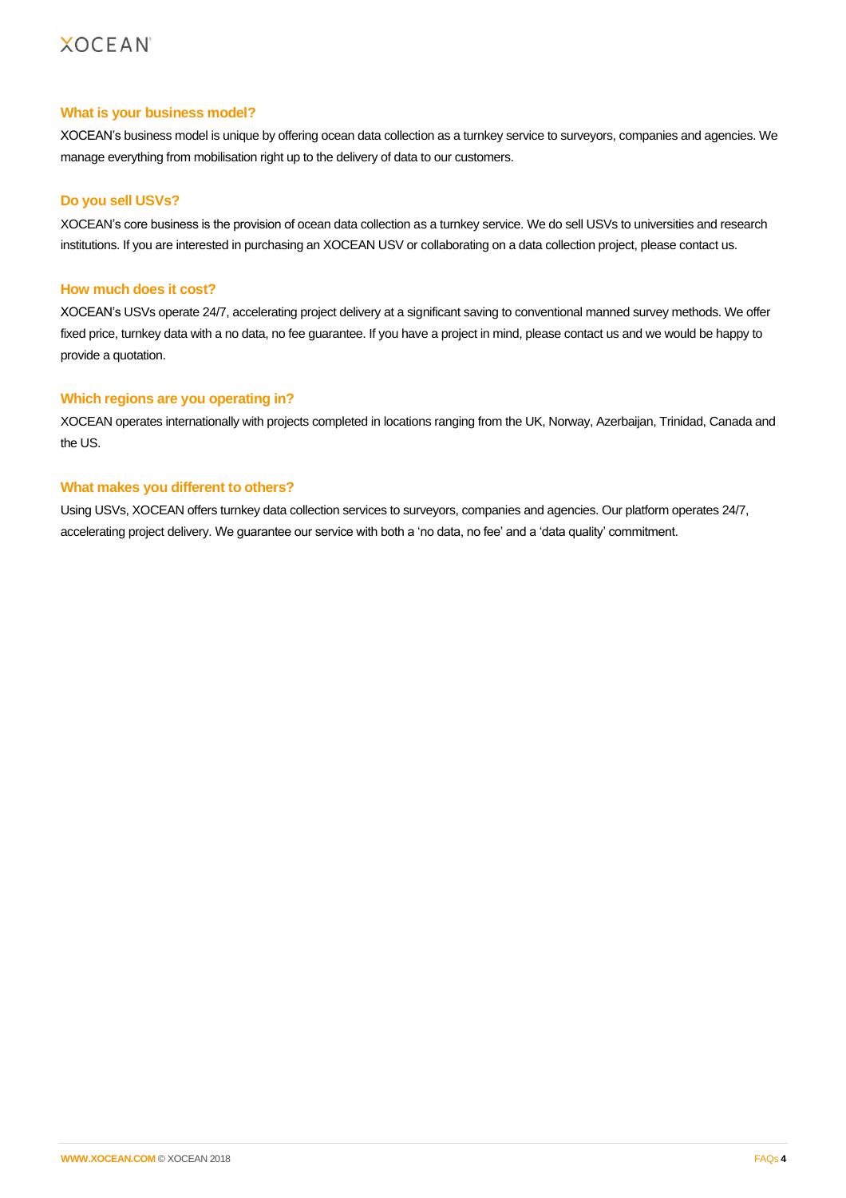### What is your business model?

XOCEAN's business model is unique by offering ocean data collection as a turnkey service to surveyors, companies and agencies. We manage everything from mobilisation right up to the delivery of data to our customers.

### Do you sell USVs?

XOCEAN's core business is the provision of ocean data collection as a turnkey service. We do sell USVs to universities and research institutions. If you are interested in purchasing an XOCEAN USV or collaborating on a data collection project, please contact us.

### How much does it cost?

XOCEAN's USVs operate 24/7, accelerating project delivery at a significant saving to conventional manned survey methods. We offer fixed price, turnkey data with a no data, no fee guarantee. If you have a project in mind, please contact us and we would be happy to provide a quotation.

### Which regions are you operating in?

XOCEAN operates internationally with projects completed in locations ranging from the UK, Norway, Azerbaijan, Trinidad, Canada and the US.

### What makes you different to others?

Using USVs, XOCEAN offers turnkey data collection services to surveyors, companies and agencies. Our platform operates 24/7, accelerating project delivery. We guarantee our service with both a 'no data, no fee' and a 'data quality' commitment.